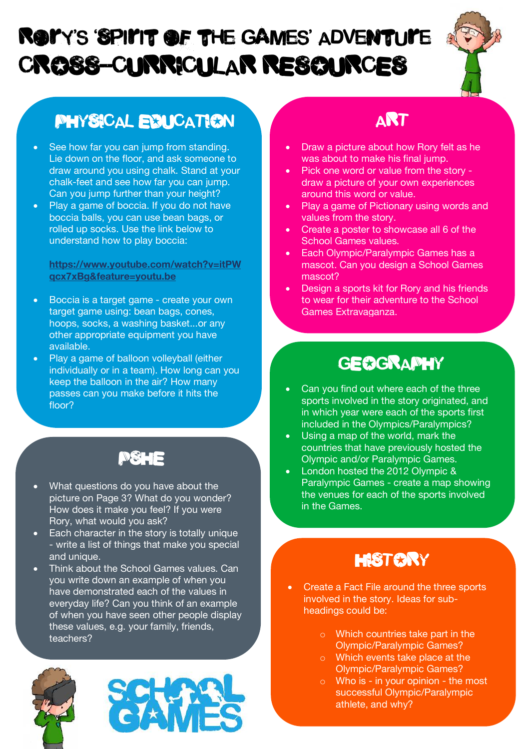# Rory's 'Spirit of the Games' Adventure Cross-Curricular Resources

## Physical Education

- See how far you can jump from standing. Lie down on the floor, and ask someone to draw around you using chalk. Stand at your chalk-feet and see how far you can jump. Can you jump further than your height?
- Play a game of boccia. If you do not have boccia balls, you can use bean bags, or rolled up socks. Use the link below to understand how to play boccia:

  **https://www.youtube.com/watch?v=itPWqcx7xBg&feature=youtu.be**

- Boccia is a target game - create your own target game using: bean bags, cones, hoops, socks, a washing basket...or any other appropriate equipment you have available.
- Play a game of balloon volleyball (either individually or in a team). How long can you keep the balloon in the air? How many passes can you make before it hits the floor?

## PSHE

- What questions do you have about the picture on Page 3? What do you wonder? How does it make you feel? If you were Rory, what would you ask?
- Each character in the story is totally unique - write a list of things that make you special and unique.
- Think about the School Games values. Can you write down an example of when you have demonstrated each of the values in everyday life? Can you think of an example of when you have seen other people display these values, e.g. your family, friends, teachers?

## Art

- Draw a picture about how Rory felt as he was about to make his final jump.
- Pick one word or value from the story - draw a picture of your own experiences around this word or value.
- Play a game of Pictionary using words and values from the story.
- Create a poster to showcase all 6 of the School Games values.
- Each Olympic/Paralympic Games has a mascot. Can you design a School Games mascot?
- Design a sports kit for Rory and his friends to wear for their adventure to the School Games Extravaganza.

## Geography

- Can you find out where each of the three sports involved in the story originated, and in which year were each of the sports first included in the Olympics/Paralympics?
- Using a map of the world, mark the countries that have previously hosted the Olympic and/or Paralympic Games.
- London hosted the 2012 Olympic & Paralympic Games - create a map showing the venues for each of the sports involved in the Games.

## History

- Create a Fact File around the three sports involved in the story. Ideas for sub-headings could be:
  - Which countries take part in the Olympic/Paralympic Games?
  - Which events take place at the Olympic/Paralympic Games?
  - Who is - in your opinion - the most successful Olympic/Paralympic athlete, and why?

School Games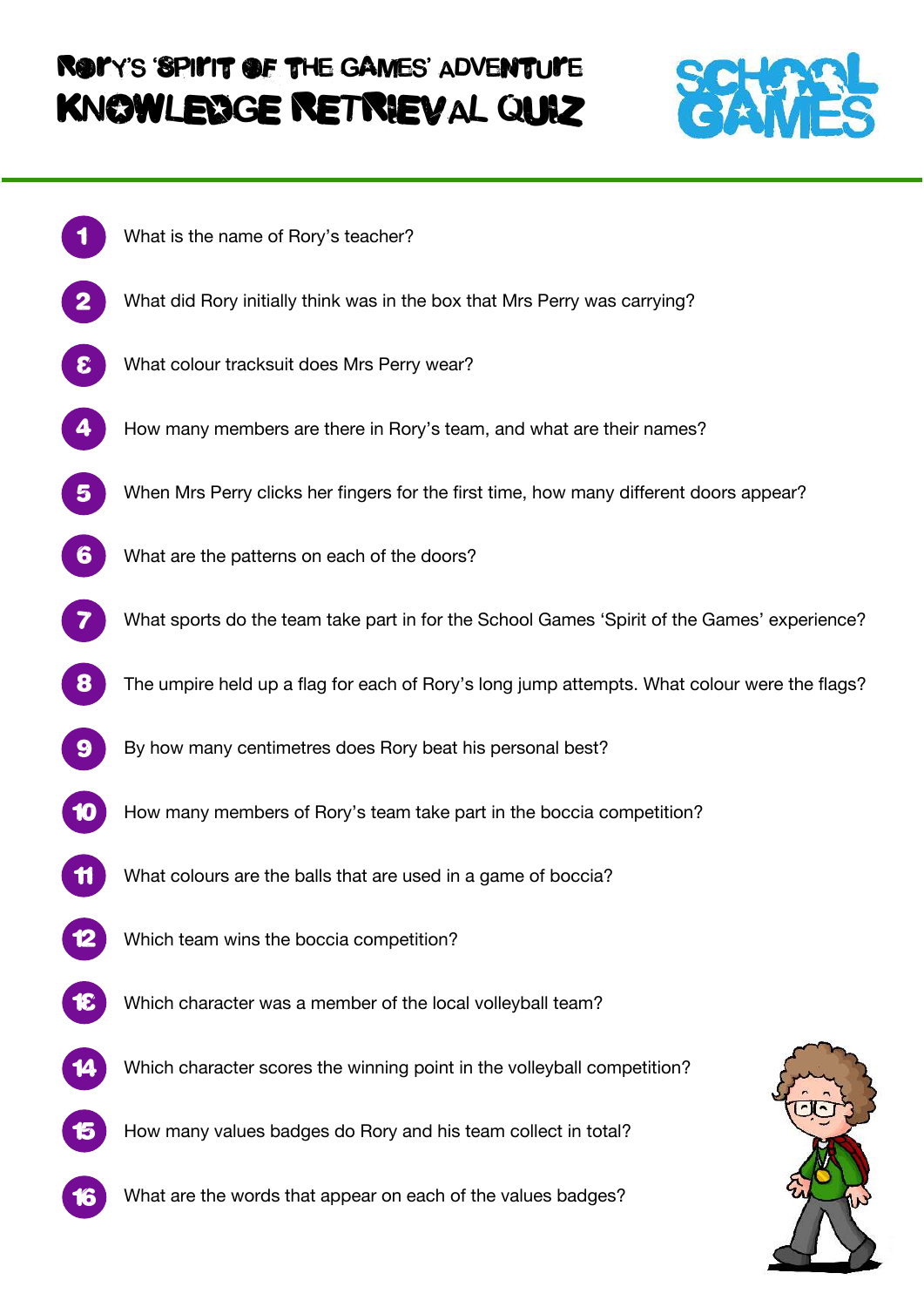# Rory's 'Spirit of the Games' Adventure
# Knowledge Retrieval Quiz

1. What is the name of Rory's teacher?
2. What did Rory initially think was in the box that Mrs Perry was carrying?
3. What colour tracksuit does Mrs Perry wear?
4. How many members are there in Rory's team, and what are their names?
5. When Mrs Perry clicks her fingers for the first time, how many different doors appear?
6. What are the patterns on each of the doors?
7. What sports do the team take part in for the School Games 'Spirit of the Games' experience?
8. The umpire held up a flag for each of Rory's long jump attempts. What colour were the flags?
9. By how many centimetres does Rory beat his personal best?
10. How many members of Rory's team take part in the boccia competition?
11. What colours are the balls that are used in a game of boccia?
12. Which team wins the boccia competition?
13. Which character was a member of the local volleyball team?
14. Which character scores the winning point in the volleyball competition?
15. How many values badges do Rory and his team collect in total?
16. What are the words that appear on each of the values badges?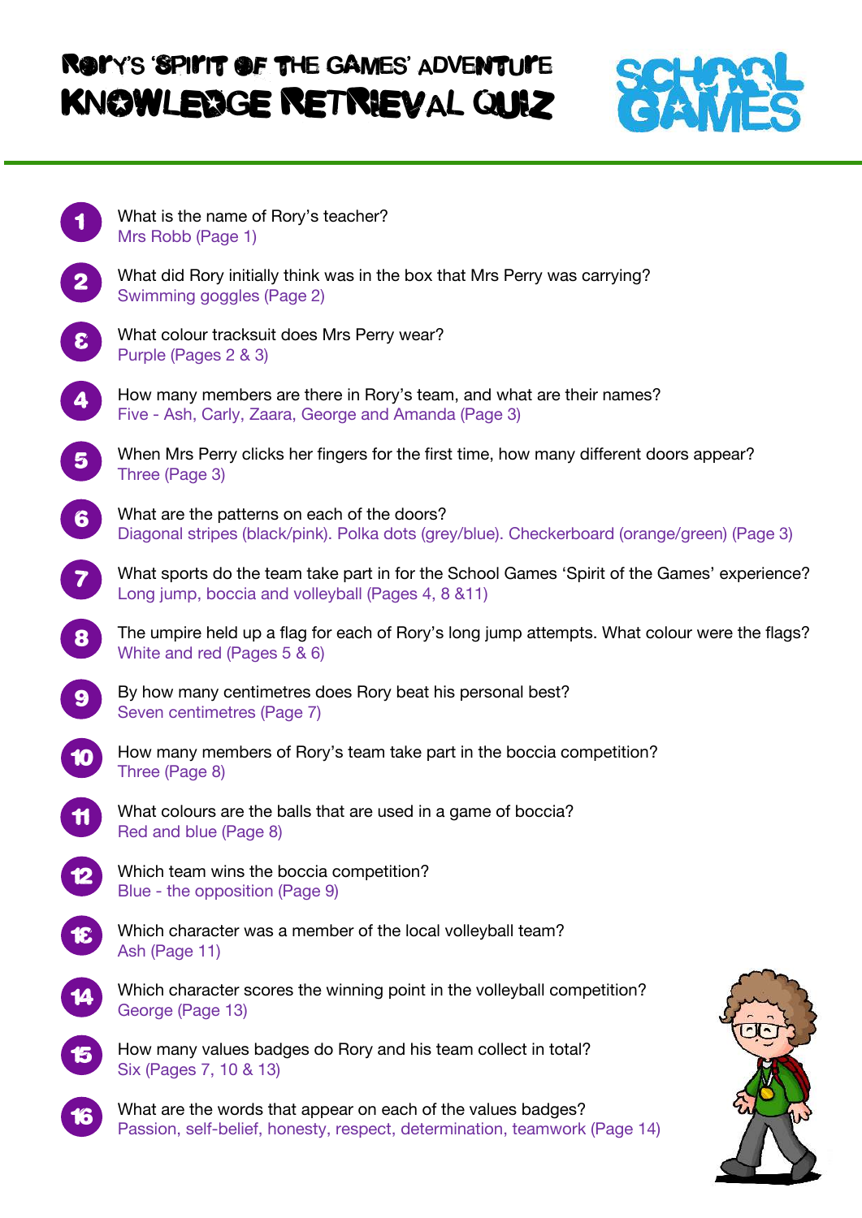# Rory's 'Spirit of the Games' Adventure
# Knowledge Retrieval Quiz

SCHOOL GAMES

1. What is the name of Rory's teacher?
   Mrs Robb (Page 1)

2. What did Rory initially think was in the box that Mrs Perry was carrying?
   Swimming goggles (Page 2)

3. What colour tracksuit does Mrs Perry wear?
   Purple (Pages 2 & 3)

4. How many members are there in Rory's team, and what are their names?
   Five - Ash, Carly, Zaara, George and Amanda (Page 3)

5. When Mrs Perry clicks her fingers for the first time, how many different doors appear?
   Three (Page 3)

6. What are the patterns on each of the doors?
   Diagonal stripes (black/pink). Polka dots (grey/blue). Checkerboard (orange/green) (Page 3)

7. What sports do the team take part in for the School Games 'Spirit of the Games' experience?
   Long jump, boccia and volleyball (Pages 4, 8 &11)

8. The umpire held up a flag for each of Rory's long jump attempts. What colour were the flags?
   White and red (Pages 5 & 6)

9. By how many centimetres does Rory beat his personal best?
   Seven centimetres (Page 7)

10. How many members of Rory's team take part in the boccia competition?
    Three (Page 8)

11. What colours are the balls that are used in a game of boccia?
    Red and blue (Page 8)

12. Which team wins the boccia competition?
    Blue - the opposition (Page 9)

13. Which character was a member of the local volleyball team?
    Ash (Page 11)

14. Which character scores the winning point in the volleyball competition?
    George (Page 13)

15. How many values badges do Rory and his team collect in total?
    Six (Pages 7, 10 & 13)

16. What are the words that appear on each of the values badges?
    Passion, self-belief, honesty, respect, determination, teamwork (Page 14)